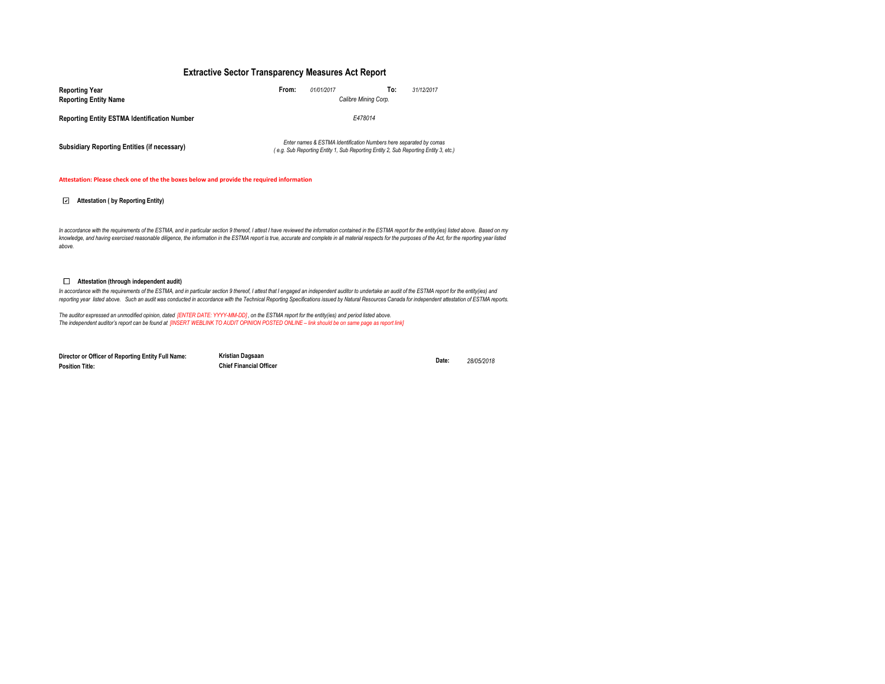# Extractive Sector Transparency Measures Act Report

| | | | | |
|---|---|---|---|---|
| **Reporting Year** | **From:** | *01/01/2017* | **To:** | *31/12/2017* |
| **Reporting Entity Name** | | *Calibre Mining Corp.* | | |
| **Reporting Entity ESTMA Identification Number** | | *E478014* | | |
| **Subsidiary Reporting Entities (if necessary)** | | *Enter names & ESTMA Identification Numbers here separated by comas ( e.g. Sub Reporting Entity 1, Sub Reporting Entity 2, Sub Reporting Entity 3, etc.)* | | |

**Attestation: Please check one of the the boxes below and provide the required information**

☑ **Attestation ( by Reporting Entity)**

*In accordance with the requirements of the ESTMA, and in particular section 9 thereof, I attest I have reviewed the information contained in the ESTMA report for the entity(ies) listed above. Based on my knowledge, and having exercised reasonable diligence, the information in the ESTMA report is true, accurate and complete in all material respects for the purposes of the Act, for the reporting year listed above.*

☐ **Attestation (through independent audit)**

*In accordance with the requirements of the ESTMA, and in particular section 9 thereof, I attest that I engaged an independent auditor to undertake an audit of the ESTMA report for the entity(ies) and reporting year listed above. Such an audit was conducted in accordance with the Technical Reporting Specifications issued by Natural Resources Canada for independent attestation of ESTMA reports.*

*The auditor expressed an unmodified opinion, dated [ENTER DATE: YYYY-MM-DD] , on the ESTMA report for the entity(ies) and period listed above.*
*The independent auditor's report can be found at [INSERT WEBLINK TO AUDIT OPINION POSTED ONLINE – link should be on same page as report link]*

| | | | |
|---|---|---|---|
| **Director or Officer of Reporting Entity Full Name:** | **Kristian Dagsaan** | **Date:** | *28/05/2018* |
| **Position Title:** | **Chief Financial Officer** | | |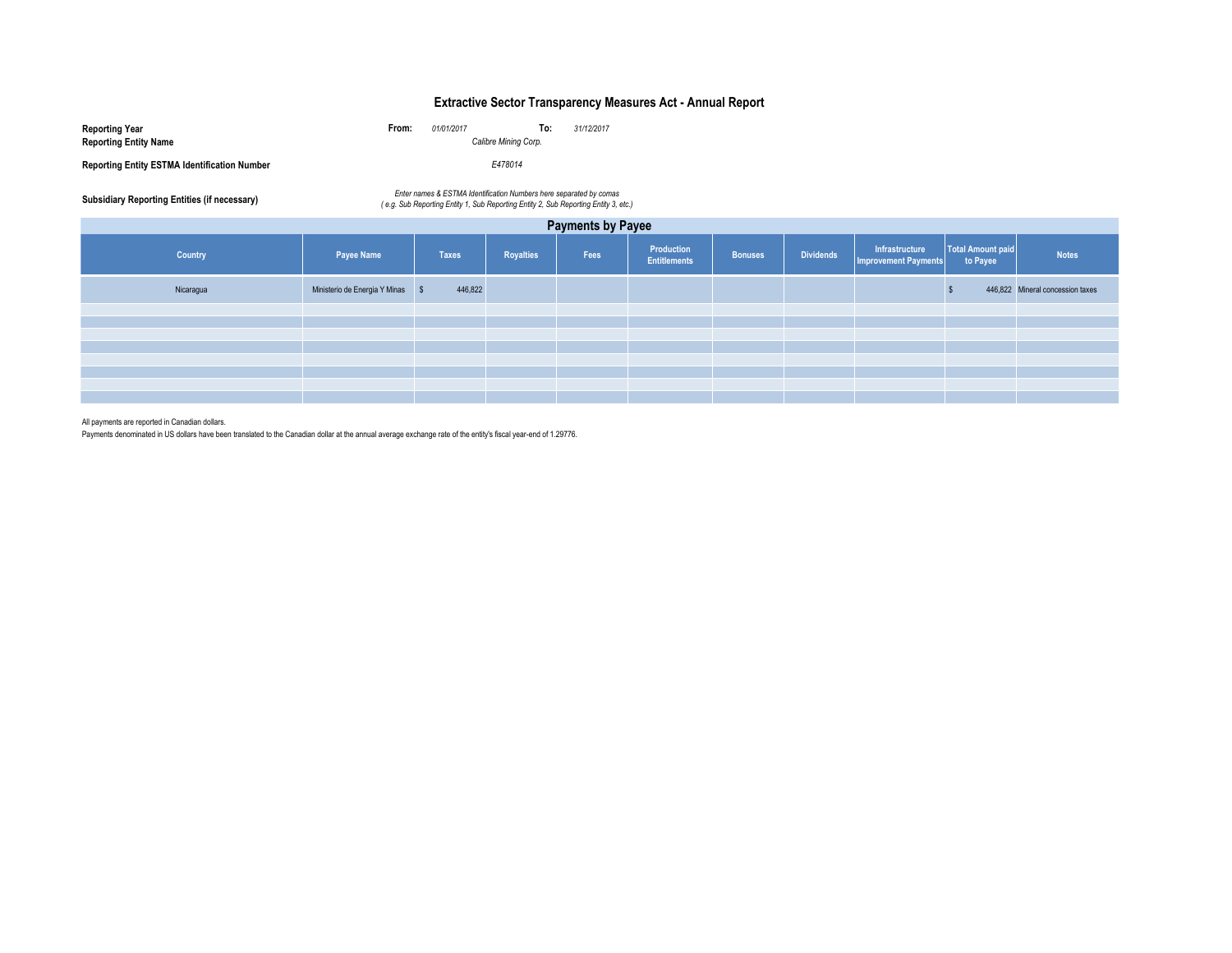# Extractive Sector Transparency Measures Act - Annual Report

**Reporting Year** **From:** *01/01/2017* **To:** *31/12/2017*

**Reporting Entity Name** *Calibre Mining Corp.*

**Reporting Entity ESTMA Identification Number** *E478014*

**Subsidiary Reporting Entities (if necessary)** *Enter names & ESTMA Identification Numbers here separated by comas ( e.g. Sub Reporting Entity 1, Sub Reporting Entity 2, Sub Reporting Entity 3, etc.)*

## Payments by Payee

| Country | Payee Name | Taxes | Royalties | Fees | Production Entitlements | Bonuses | Dividends | Infrastructure Improvement Payments | Total Amount paid to Payee | Notes |
|---|---|---|---|---|---|---|---|---|---|---|
| Nicaragua | Ministerio de Energia Y Minas | $ 446,822 | | | | | | | $ 446,822 | Mineral concession taxes |
| | | | | | | | | | | |
| | | | | | | | | | | |
| | | | | | | | | | | |
| | | | | | | | | | | |
| | | | | | | | | | | |
| | | | | | | | | | | |
| | | | | | | | | | | |
| | | | | | | | | | | |

All payments are reported in Canadian dollars.

Payments denominated in US dollars have been translated to the Canadian dollar at the annual average exchange rate of the entity's fiscal year-end of 1.29776.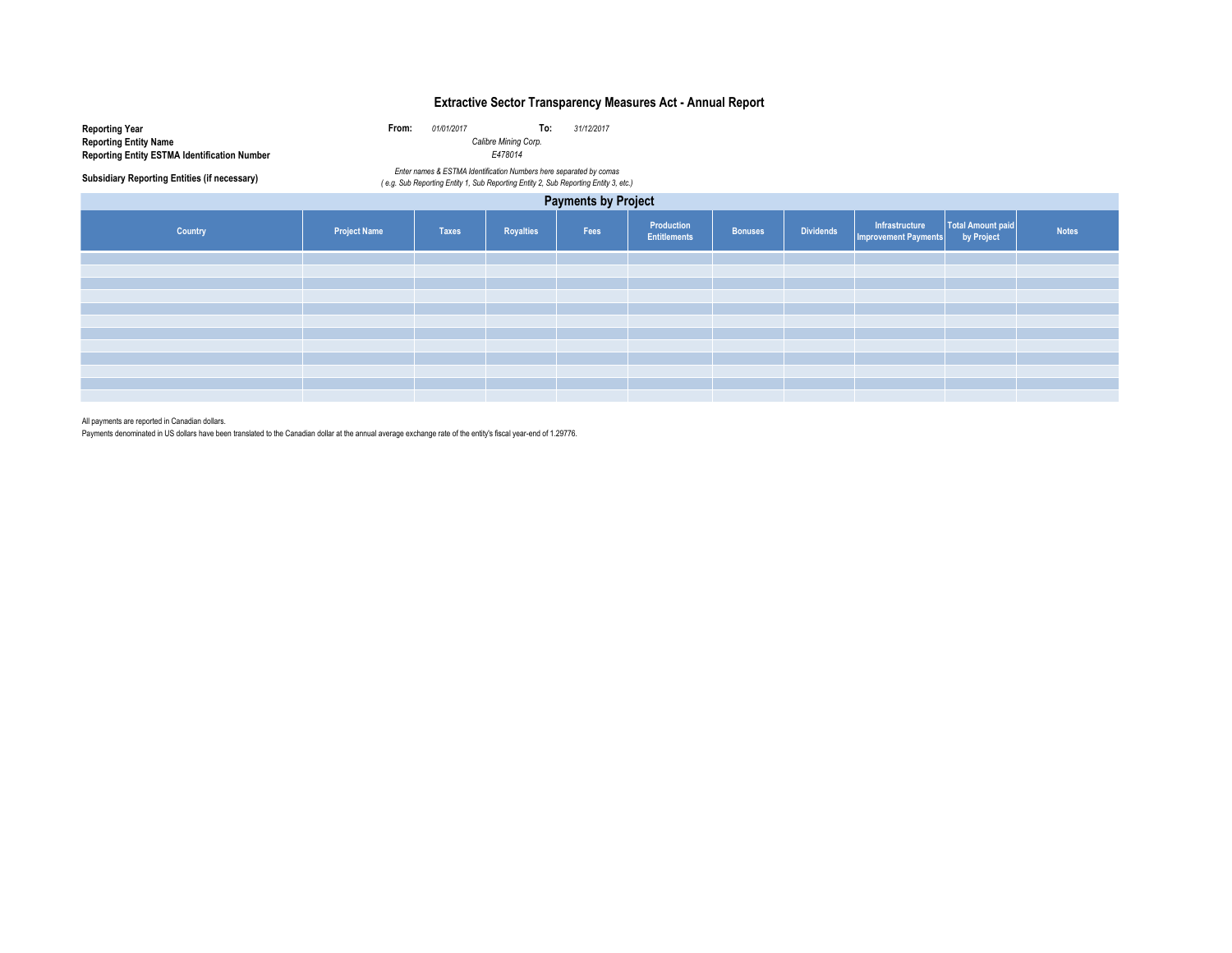# Extractive Sector Transparency Measures Act - Annual Report

| | | | | |
|---|---|---|---|---|
| **Reporting Year** | **From:** | *01/01/2017* | **To:** | *31/12/2017* |
| **Reporting Entity Name** | | *Calibre Mining Corp.* | | |
| **Reporting Entity ESTMA Identification Number** | | *E478014* | | |
| **Subsidiary Reporting Entities (if necessary)** | | *Enter names & ESTMA Identification Numbers here separated by comas ( e.g. Sub Reporting Entity 1, Sub Reporting Entity 2, Sub Reporting Entity 3, etc.)* | | |

## Payments by Project

| Country | Project Name | Taxes | Royalties | Fees | Production Entitlements | Bonuses | Dividends | Infrastructure Improvement Payments | Total Amount paid by Project | Notes |
|---|---|---|---|---|---|---|---|---|---|---|
| | | | | | | | | | | |
| | | | | | | | | | | |
| | | | | | | | | | | |
| | | | | | | | | | | |
| | | | | | | | | | | |
| | | | | | | | | | | |
| | | | | | | | | | | |
| | | | | | | | | | | |
| | | | | | | | | | | |
| | | | | | | | | | | |
| | | | | | | | | | | |
| | | | | | | | | | | |

All payments are reported in Canadian dollars.

Payments denominated in US dollars have been translated to the Canadian dollar at the annual average exchange rate of the entity's fiscal year-end of 1.29776.